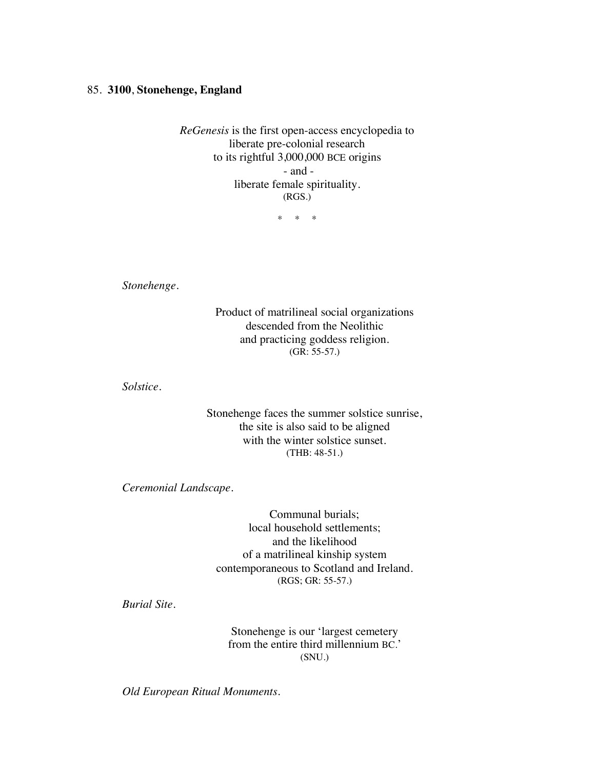85. **3100**, **Stonehenge, England**

*ReGenesis* is the first open-access encyclopedia to
liberate pre-colonial research
to its rightful 3,000,000 BCE origins
- and -
liberate female spirituality.
(RGS.)

\* \* \*

*Stonehenge.*

Product of matrilineal social organizations
descended from the Neolithic
and practicing goddess religion.
(GR: 55-57.)

*Solstice.*

Stonehenge faces the summer solstice sunrise,
the site is also said to be aligned
with the winter solstice sunset.
(THB: 48-51.)

*Ceremonial Landscape.*

Communal burials;
local household settlements;
and the likelihood
of a matrilineal kinship system
contemporaneous to Scotland and Ireland.
(RGS; GR: 55-57.)

*Burial Site.*

Stonehenge is our 'largest cemetery
from the entire third millennium BC.'
(SNU.)

*Old European Ritual Monuments.*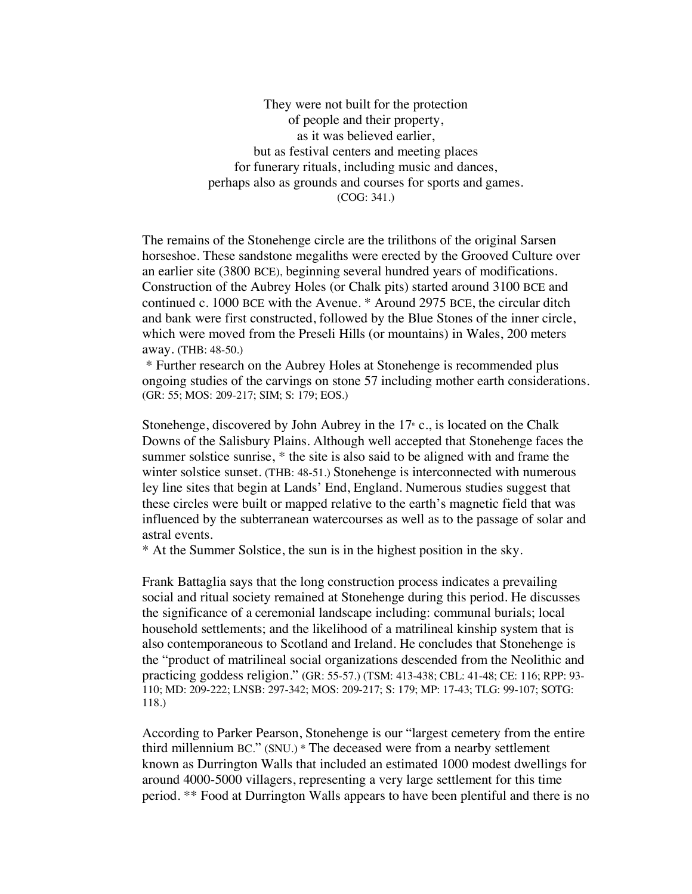They were not built for the protection
of people and their property,
as it was believed earlier,
but as festival centers and meeting places
for funerary rituals, including music and dances,
perhaps also as grounds and courses for sports and games.
(COG: 341.)

The remains of the Stonehenge circle are the trilithons of the original Sarsen horseshoe. These sandstone megaliths were erected by the Grooved Culture over an earlier site (3800 BCE), beginning several hundred years of modifications. Construction of the Aubrey Holes (or Chalk pits) started around 3100 BCE and continued c. 1000 BCE with the Avenue. * Around 2975 BCE, the circular ditch and bank were first constructed, followed by the Blue Stones of the inner circle, which were moved from the Preseli Hills (or mountains) in Wales, 200 meters away. (THB: 48-50.)

* Further research on the Aubrey Holes at Stonehenge is recommended plus ongoing studies of the carvings on stone 57 including mother earth considerations. (GR: 55; MOS: 209-217; SIM; S: 179; EOS.)

Stonehenge, discovered by John Aubrey in the 17th c., is located on the Chalk Downs of the Salisbury Plains. Although well accepted that Stonehenge faces the summer solstice sunrise, * the site is also said to be aligned with and frame the winter solstice sunset. (THB: 48-51.) Stonehenge is interconnected with numerous ley line sites that begin at Lands' End, England. Numerous studies suggest that these circles were built or mapped relative to the earth's magnetic field that was influenced by the subterranean watercourses as well as to the passage of solar and astral events.

* At the Summer Solstice, the sun is in the highest position in the sky.

Frank Battaglia says that the long construction process indicates a prevailing social and ritual society remained at Stonehenge during this period. He discusses the significance of a ceremonial landscape including: communal burials; local household settlements; and the likelihood of a matrilineal kinship system that is also contemporaneous to Scotland and Ireland. He concludes that Stonehenge is the "product of matrilineal social organizations descended from the Neolithic and practicing goddess religion." (GR: 55-57.) (TSM: 413-438; CBL: 41-48; CE: 116; RPP: 93-110; MD: 209-222; LNSB: 297-342; MOS: 209-217; S: 179; MP: 17-43; TLG: 99-107; SOTG: 118.)

According to Parker Pearson, Stonehenge is our "largest cemetery from the entire third millennium BC." (SNU.) * The deceased were from a nearby settlement known as Durrington Walls that included an estimated 1000 modest dwellings for around 4000-5000 villagers, representing a very large settlement for this time period. ** Food at Durrington Walls appears to have been plentiful and there is no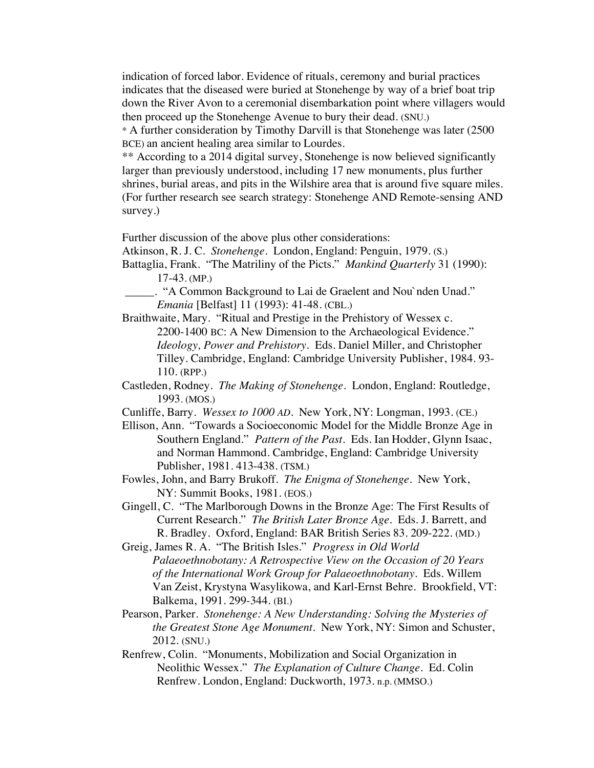indication of forced labor. Evidence of rituals, ceremony and burial practices indicates that the diseased were buried at Stonehenge by way of a brief boat trip down the River Avon to a ceremonial disembarkation point where villagers would then proceed up the Stonehenge Avenue to bury their dead. (SNU.)

* A further consideration by Timothy Darvill is that Stonehenge was later (2500 BCE) an ancient healing area similar to Lourdes.

** According to a 2014 digital survey, Stonehenge is now believed significantly larger than previously understood, including 17 new monuments, plus further shrines, burial areas, and pits in the Wilshire area that is around five square miles. (For further research see search strategy: Stonehenge AND Remote-sensing AND survey.)

Further discussion of the above plus other considerations:

Atkinson, R. J. C. *Stonehenge*. London, England: Penguin, 1979. (S.)

Battaglia, Frank. "The Matriliny of the Picts." *Mankind Quarterly* 31 (1990): 17-43. (MP.)

_____. "A Common Background to Lai de Graelent and Nou`nden Unad." *Emania* [Belfast] 11 (1993): 41-48. (CBL.)

Braithwaite, Mary. "Ritual and Prestige in the Prehistory of Wessex c. 2200-1400 BC: A New Dimension to the Archaeological Evidence." *Ideology, Power and Prehistory*. Eds. Daniel Miller, and Christopher Tilley. Cambridge, England: Cambridge University Publisher, 1984. 93-110. (RPP.)

Castleden, Rodney. *The Making of Stonehenge*. London, England: Routledge, 1993. (MOS.)

Cunliffe, Barry. *Wessex to 1000 AD*. New York, NY: Longman, 1993. (CE.)

Ellison, Ann. "Towards a Socioeconomic Model for the Middle Bronze Age in Southern England." *Pattern of the Past*. Eds. Ian Hodder, Glynn Isaac, and Norman Hammond. Cambridge, England: Cambridge University Publisher, 1981. 413-438. (TSM.)

Fowles, John, and Barry Brukoff. *The Enigma of Stonehenge*. New York, NY: Summit Books, 1981. (EOS.)

Gingell, C. "The Marlborough Downs in the Bronze Age: The First Results of Current Research." *The British Later Bronze Age*. Eds. J. Barrett, and R. Bradley. Oxford, England: BAR British Series 83. 209-222. (MD.)

Greig, James R. A. "The British Isles." *Progress in Old World Palaeoethnobotany: A Retrospective View on the Occasion of 20 Years of the International Work Group for Palaeoethnobotany*. Eds. Willem Van Zeist, Krystyna Wasylikowa, and Karl-Ernst Behre. Brookfield, VT: Balkema, 1991. 299-344. (BI.)

Pearson, Parker. *Stonehenge: A New Understanding: Solving the Mysteries of the Greatest Stone Age Monument*. New York, NY: Simon and Schuster, 2012. (SNU.)

Renfrew, Colin. "Monuments, Mobilization and Social Organization in Neolithic Wessex." *The Explanation of Culture Change*. Ed. Colin Renfrew. London, England: Duckworth, 1973. n.p. (MMSO.)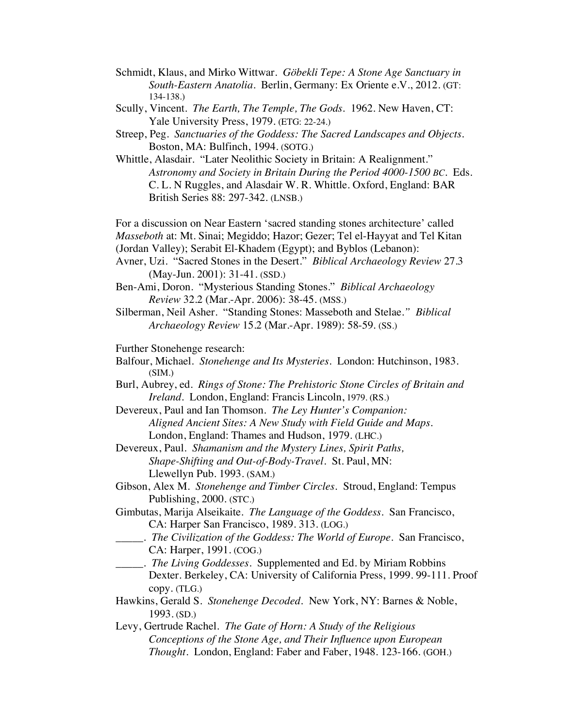Schmidt, Klaus, and Mirko Wittwar. *Göbekli Tepe: A Stone Age Sanctuary in South-Eastern Anatolia*. Berlin, Germany: Ex Oriente e.V., 2012. (GT: 134-138.)

Scully, Vincent. *The Earth, The Temple, The Gods*. 1962. New Haven, CT: Yale University Press, 1979. (ETG: 22-24.)

Streep, Peg. *Sanctuaries of the Goddess: The Sacred Landscapes and Objects*. Boston, MA: Bulfinch, 1994. (SOTG.)

Whittle, Alasdair. "Later Neolithic Society in Britain: A Realignment." *Astronomy and Society in Britain During the Period 4000-1500 BC*. Eds. C. L. N Ruggles, and Alasdair W. R. Whittle. Oxford, England: BAR British Series 88: 297-342. (LNSB.)

For a discussion on Near Eastern 'sacred standing stones architecture' called *Masseboth* at: Mt. Sinai; Megiddo; Hazor; Gezer; Tel el-Hayyat and Tel Kitan (Jordan Valley); Serabit El-Khadem (Egypt); and Byblos (Lebanon):

Avner, Uzi. "Sacred Stones in the Desert." *Biblical Archaeology Review* 27.3 (May-Jun. 2001): 31-41. (SSD.)

Ben-Ami, Doron. "Mysterious Standing Stones." *Biblical Archaeology Review* 32.2 (Mar.-Apr. 2006): 38-45. (MSS.)

Silberman, Neil Asher. "Standing Stones: Masseboth and Stelae." *Biblical Archaeology Review* 15.2 (Mar.-Apr. 1989): 58-59. (SS.)

Further Stonehenge research:

Balfour, Michael. *Stonehenge and Its Mysteries*. London: Hutchinson, 1983. (SIM.)

Burl, Aubrey, ed. *Rings of Stone: The Prehistoric Stone Circles of Britain and Ireland*. London, England: Francis Lincoln, 1979. (RS.)

Devereux, Paul and Ian Thomson. *The Ley Hunter's Companion: Aligned Ancient Sites: A New Study with Field Guide and Maps*. London, England: Thames and Hudson, 1979. (LHC.)

Devereux, Paul. *Shamanism and the Mystery Lines, Spirit Paths, Shape-Shifting and Out-of-Body-Travel*. St. Paul, MN: Llewellyn Pub. 1993. (SAM.)

Gibson, Alex M. *Stonehenge and Timber Circles*. Stroud, England: Tempus Publishing, 2000. (STC.)

Gimbutas, Marija Alseikaite. *The Language of the Goddess*. San Francisco, CA: Harper San Francisco, 1989. 313. (LOG.)

_____. *The Civilization of the Goddess: The World of Europe*. San Francisco, CA: Harper, 1991. (COG.)

_____. *The Living Goddesses*. Supplemented and Ed. by Miriam Robbins Dexter. Berkeley, CA: University of California Press, 1999. 99-111. Proof copy. (TLG.)

Hawkins, Gerald S. *Stonehenge Decoded*. New York, NY: Barnes & Noble, 1993. (SD.)

Levy, Gertrude Rachel. *The Gate of Horn: A Study of the Religious Conceptions of the Stone Age, and Their Influence upon European Thought*. London, England: Faber and Faber, 1948. 123-166. (GOH.)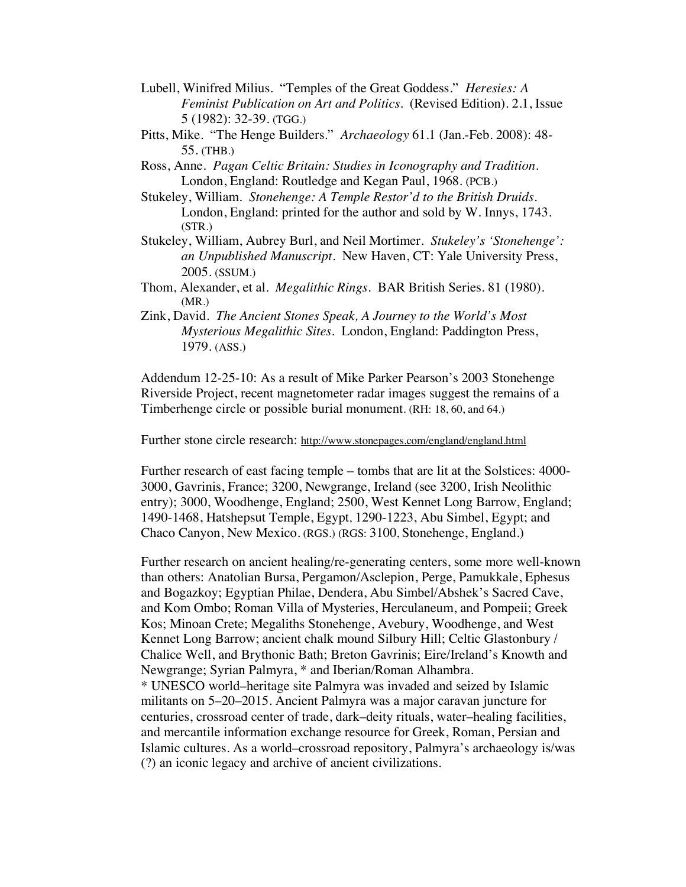Lubell, Winifred Milius. "Temples of the Great Goddess." *Heresies: A Feminist Publication on Art and Politics*. (Revised Edition). 2.1, Issue 5 (1982): 32-39. (TGG.)

Pitts, Mike. "The Henge Builders." *Archaeology* 61.1 (Jan.-Feb. 2008): 48-55. (THB.)

Ross, Anne. *Pagan Celtic Britain: Studies in Iconography and Tradition*. London, England: Routledge and Kegan Paul, 1968. (PCB.)

Stukeley, William. *Stonehenge: A Temple Restor'd to the British Druids*. London, England: printed for the author and sold by W. Innys, 1743. (STR.)

Stukeley, William, Aubrey Burl, and Neil Mortimer. *Stukeley's 'Stonehenge': an Unpublished Manuscript*. New Haven, CT: Yale University Press, 2005. (SSUM.)

Thom, Alexander, et al. *Megalithic Rings*. BAR British Series. 81 (1980). (MR.)

Zink, David. *The Ancient Stones Speak, A Journey to the World's Most Mysterious Megalithic Sites*. London, England: Paddington Press, 1979. (ASS.)

Addendum 12-25-10: As a result of Mike Parker Pearson's 2003 Stonehenge Riverside Project, recent magnetometer radar images suggest the remains of a Timberhenge circle or possible burial monument. (RH: 18, 60, and 64.)

Further stone circle research: http://www.stonepages.com/england/england.html

Further research of east facing temple – tombs that are lit at the Solstices: 4000-3000, Gavrinis, France; 3200, Newgrange, Ireland (see 3200, Irish Neolithic entry); 3000, Woodhenge, England; 2500, West Kennet Long Barrow, England; 1490-1468, Hatshepsut Temple, Egypt, 1290-1223, Abu Simbel, Egypt; and Chaco Canyon, New Mexico. (RGS.) (RGS: 3100, Stonehenge, England.)

Further research on ancient healing/re-generating centers, some more well-known than others: Anatolian Bursa, Pergamon/Asclepion, Perge, Pamukkale, Ephesus and Bogazkoy; Egyptian Philae, Dendera, Abu Simbel/Abshek's Sacred Cave, and Kom Ombo; Roman Villa of Mysteries, Herculaneum, and Pompeii; Greek Kos; Minoan Crete; Megaliths Stonehenge, Avebury, Woodhenge, and West Kennet Long Barrow; ancient chalk mound Silbury Hill; Celtic Glastonbury / Chalice Well, and Brythonic Bath; Breton Gavrinis; Eire/Ireland's Knowth and Newgrange; Syrian Palmyra, * and Iberian/Roman Alhambra.

\* UNESCO world–heritage site Palmyra was invaded and seized by Islamic militants on 5–20–2015. Ancient Palmyra was a major caravan juncture for centuries, crossroad center of trade, dark–deity rituals, water–healing facilities, and mercantile information exchange resource for Greek, Roman, Persian and Islamic cultures. As a world–crossroad repository, Palmyra's archaeology is/was (?) an iconic legacy and archive of ancient civilizations.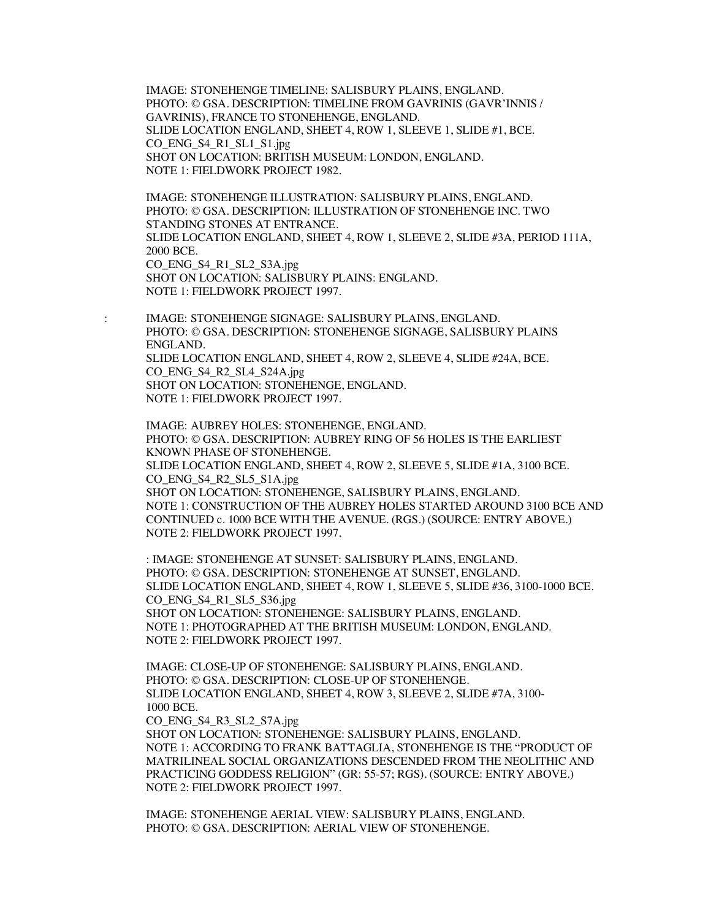IMAGE: STONEHENGE TIMELINE: SALISBURY PLAINS, ENGLAND.
PHOTO: © GSA. DESCRIPTION: TIMELINE FROM GAVRINIS (GAVR'INNIS / GAVRINIS), FRANCE TO STONEHENGE, ENGLAND.
SLIDE LOCATION ENGLAND, SHEET 4, ROW 1, SLEEVE 1, SLIDE #1, BCE.
CO_ENG_S4_R1_SL1_S1.jpg
SHOT ON LOCATION: BRITISH MUSEUM: LONDON, ENGLAND.
NOTE 1: FIELDWORK PROJECT 1982.

IMAGE: STONEHENGE ILLUSTRATION: SALISBURY PLAINS, ENGLAND.
PHOTO: © GSA. DESCRIPTION: ILLUSTRATION OF STONEHENGE INC. TWO STANDING STONES AT ENTRANCE.
SLIDE LOCATION ENGLAND, SHEET 4, ROW 1, SLEEVE 2, SLIDE #3A, PERIOD 111A, 2000 BCE.
CO_ENG_S4_R1_SL2_S3A.jpg
SHOT ON LOCATION: SALISBURY PLAINS: ENGLAND.
NOTE 1: FIELDWORK PROJECT 1997.

: IMAGE: STONEHENGE SIGNAGE: SALISBURY PLAINS, ENGLAND.
PHOTO: © GSA. DESCRIPTION: STONEHENGE SIGNAGE, SALISBURY PLAINS ENGLAND.
SLIDE LOCATION ENGLAND, SHEET 4, ROW 2, SLEEVE 4, SLIDE #24A, BCE.
CO_ENG_S4_R2_SL4_S24A.jpg
SHOT ON LOCATION: STONEHENGE, ENGLAND.
NOTE 1: FIELDWORK PROJECT 1997.

IMAGE: AUBREY HOLES: STONEHENGE, ENGLAND.
PHOTO: © GSA. DESCRIPTION: AUBREY RING OF 56 HOLES IS THE EARLIEST KNOWN PHASE OF STONEHENGE.
SLIDE LOCATION ENGLAND, SHEET 4, ROW 2, SLEEVE 5, SLIDE #1A, 3100 BCE.
CO_ENG_S4_R2_SL5_S1A.jpg
SHOT ON LOCATION: STONEHENGE, SALISBURY PLAINS, ENGLAND.
NOTE 1: CONSTRUCTION OF THE AUBREY HOLES STARTED AROUND 3100 BCE AND CONTINUED c. 1000 BCE WITH THE AVENUE. (RGS.) (SOURCE: ENTRY ABOVE.)
NOTE 2: FIELDWORK PROJECT 1997.

: IMAGE: STONEHENGE AT SUNSET: SALISBURY PLAINS, ENGLAND.
PHOTO: © GSA. DESCRIPTION: STONEHENGE AT SUNSET, ENGLAND.
SLIDE LOCATION ENGLAND, SHEET 4, ROW 1, SLEEVE 5, SLIDE #36, 3100-1000 BCE.
CO_ENG_S4_R1_SL5_S36.jpg
SHOT ON LOCATION: STONEHENGE: SALISBURY PLAINS, ENGLAND.
NOTE 1: PHOTOGRAPHED AT THE BRITISH MUSEUM: LONDON, ENGLAND.
NOTE 2: FIELDWORK PROJECT 1997.

IMAGE: CLOSE-UP OF STONEHENGE: SALISBURY PLAINS, ENGLAND.
PHOTO: © GSA. DESCRIPTION: CLOSE-UP OF STONEHENGE.
SLIDE LOCATION ENGLAND, SHEET 4, ROW 3, SLEEVE 2, SLIDE #7A, 3100-1000 BCE.
CO_ENG_S4_R3_SL2_S7A.jpg
SHOT ON LOCATION: STONEHENGE: SALISBURY PLAINS, ENGLAND.
NOTE 1: ACCORDING TO FRANK BATTAGLIA, STONEHENGE IS THE "PRODUCT OF MATRILINEAL SOCIAL ORGANIZATIONS DESCENDED FROM THE NEOLITHIC AND PRACTICING GODDESS RELIGION" (GR: 55-57; RGS). (SOURCE: ENTRY ABOVE.)
NOTE 2: FIELDWORK PROJECT 1997.

IMAGE: STONEHENGE AERIAL VIEW: SALISBURY PLAINS, ENGLAND.
PHOTO: © GSA. DESCRIPTION: AERIAL VIEW OF STONEHENGE.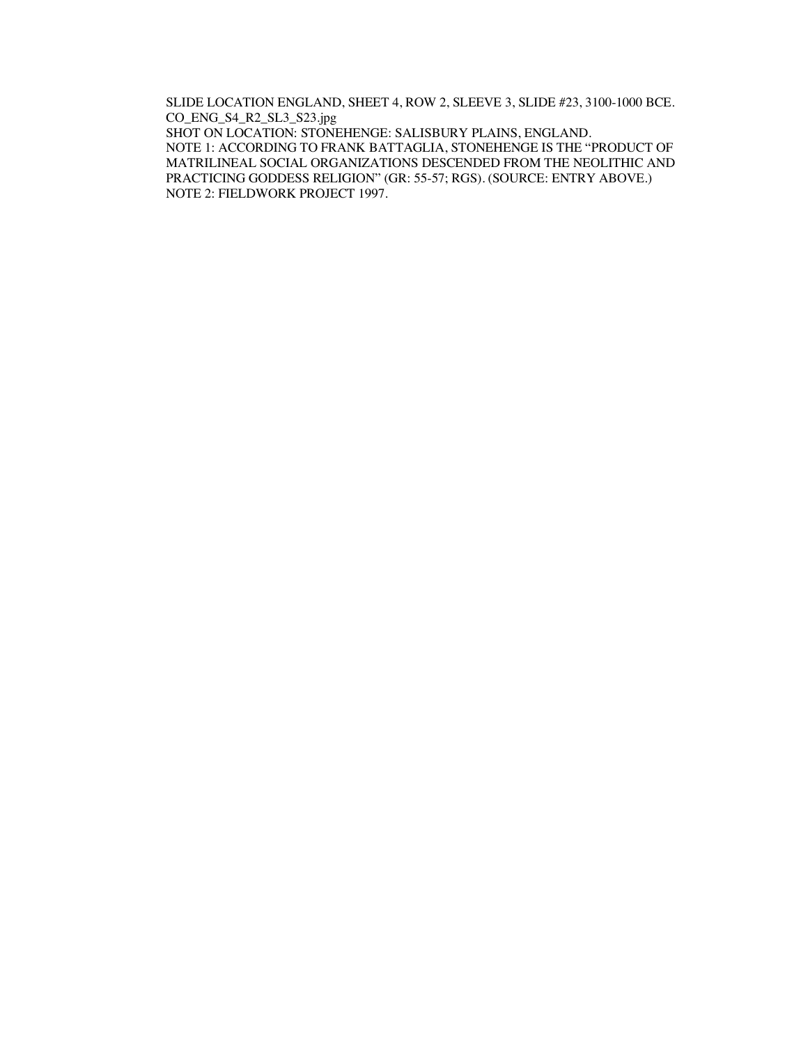SLIDE LOCATION ENGLAND, SHEET 4, ROW 2, SLEEVE 3, SLIDE #23, 3100-1000 BCE.
CO_ENG_S4_R2_SL3_S23.jpg
SHOT ON LOCATION: STONEHENGE: SALISBURY PLAINS, ENGLAND.
NOTE 1: ACCORDING TO FRANK BATTAGLIA, STONEHENGE IS THE "PRODUCT OF MATRILINEAL SOCIAL ORGANIZATIONS DESCENDED FROM THE NEOLITHIC AND PRACTICING GODDESS RELIGION" (GR: 55-57; RGS). (SOURCE: ENTRY ABOVE.)
NOTE 2: FIELDWORK PROJECT 1997.